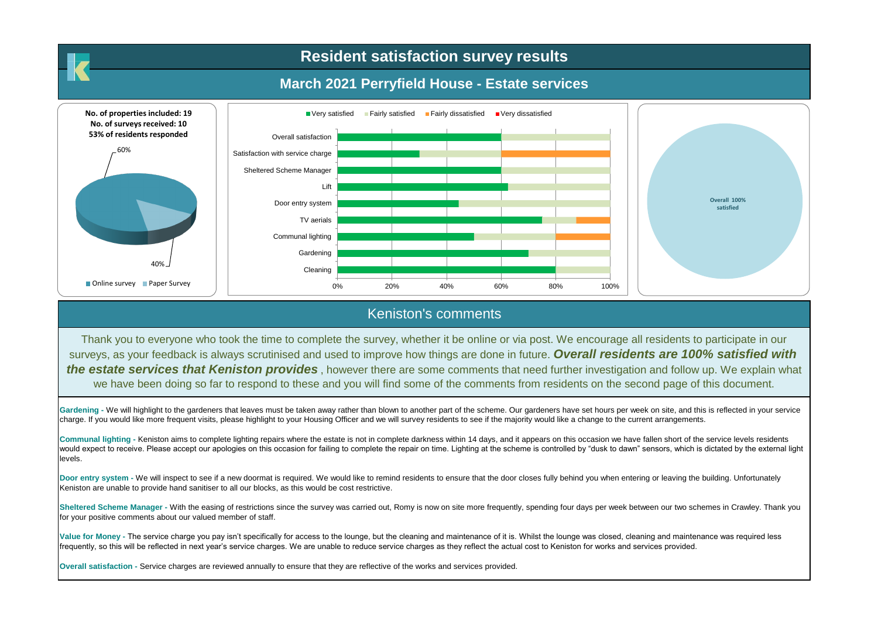# Resident satisfaction survey results

## March 2021 Perryfield House - Estate services

**No. of properties included: 19**
**No. of surveys received: 10**
**53% of residents responded**

60%

40%

Online survey  Paper Survey

Very satisfied  Fairly satisfied  Fairly dissatisfied  Very dissatisfied

Overall satisfaction
Satisfaction with service charge
Sheltered Scheme Manager
Lift
Door entry system
TV aerials
Communal lighting
Gardening
Cleaning

0% 20% 40% 60% 80% 100%

Overall 100% satisfied

## Keniston's comments

Thank you to everyone who took the time to complete the survey, whether it be online or via post. We encourage all residents to participate in our surveys, as your feedback is always scrutinised and used to improve how things are done in future. ***Overall residents are 100% satisfied with the estate services that Keniston provides*** , however there are some comments that need further investigation and follow up. We explain what we have been doing so far to respond to these and you will find some of the comments from residents on the second page of this document.

**Gardening -** We will highlight to the gardeners that leaves must be taken away rather than blown to another part of the scheme. Our gardeners have set hours per week on site, and this is reflected in your service charge. If you would like more frequent visits, please highlight to your Housing Officer and we will survey residents to see if the majority would like a change to the current arrangements.

**Communal lighting -** Keniston aims to complete lighting repairs where the estate is not in complete darkness within 14 days, and it appears on this occasion we have fallen short of the service levels residents would expect to receive. Please accept our apologies on this occasion for failing to complete the repair on time. Lighting at the scheme is controlled by "dusk to dawn" sensors, which is dictated by the external light levels.

**Door entry system -** We will inspect to see if a new doormat is required. We would like to remind residents to ensure that the door closes fully behind you when entering or leaving the building. Unfortunately Keniston are unable to provide hand sanitiser to all our blocks, as this would be cost restrictive.

**Sheltered Scheme Manager -** With the easing of restrictions since the survey was carried out, Romy is now on site more frequently, spending four days per week between our two schemes in Crawley. Thank you for your positive comments about our valued member of staff.

**Value for Money -** The service charge you pay isn't specifically for access to the lounge, but the cleaning and maintenance of it is. Whilst the lounge was closed, cleaning and maintenance was required less frequently, so this will be reflected in next year's service charges. We are unable to reduce service charges as they reflect the actual cost to Keniston for works and services provided.

**Overall satisfaction -** Service charges are reviewed annually to ensure that they are reflective of the works and services provided.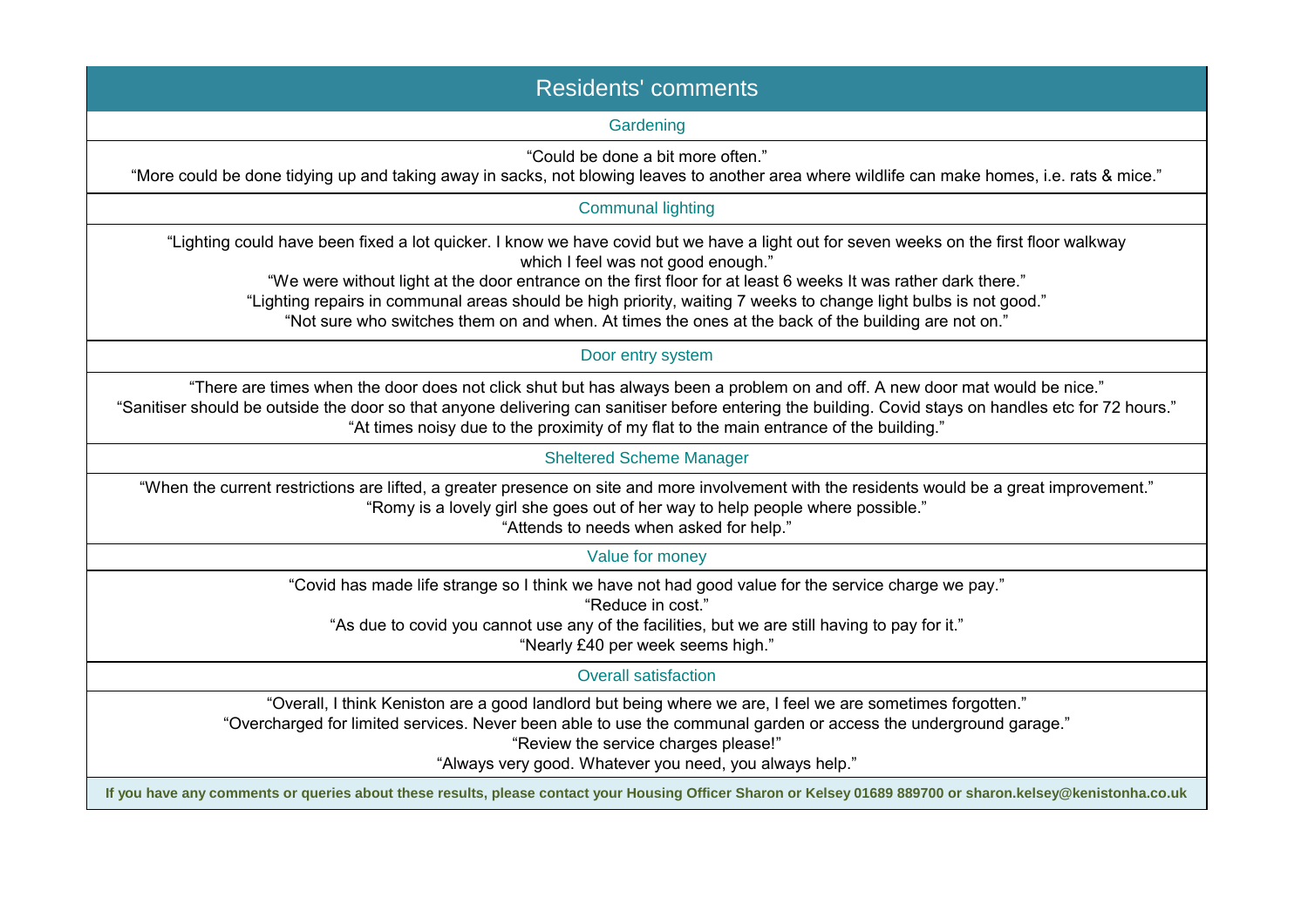## Residents' comments

### Gardening

"Could be done a bit more often."

"More could be done tidying up and taking away in sacks, not blowing leaves to another area where wildlife can make homes, i.e. rats & mice."

### Communal lighting

"Lighting could have been fixed a lot quicker. I know we have covid but we have a light out for seven weeks on the first floor walkway which I feel was not good enough."

"We were without light at the door entrance on the first floor for at least 6 weeks It was rather dark there."

"Lighting repairs in communal areas should be high priority, waiting 7 weeks to change light bulbs is not good."

"Not sure who switches them on and when. At times the ones at the back of the building are not on."

### Door entry system

"There are times when the door does not click shut but has always been a problem on and off. A new door mat would be nice."

"Sanitiser should be outside the door so that anyone delivering can sanitiser before entering the building. Covid stays on handles etc for 72 hours."

"At times noisy due to the proximity of my flat to the main entrance of the building."

### Sheltered Scheme Manager

"When the current restrictions are lifted, a greater presence on site and more involvement with the residents would be a great improvement."

"Romy is a lovely girl she goes out of her way to help people where possible."

"Attends to needs when asked for help."

### Value for money

"Covid has made life strange so I think we have not had good value for the service charge we pay."

"Reduce in cost."

"As due to covid you cannot use any of the facilities, but we are still having to pay for it."

"Nearly £40 per week seems high."

### Overall satisfaction

"Overall, I think Keniston are a good landlord but being where we are, I feel we are sometimes forgotten."

"Overcharged for limited services. Never been able to use the communal garden or access the underground garage."

"Review the service charges please!"

"Always very good. Whatever you need, you always help."

**If you have any comments or queries about these results, please contact your Housing Officer Sharon or Kelsey 01689 889700 or sharon.kelsey@kenistonha.co.uk**